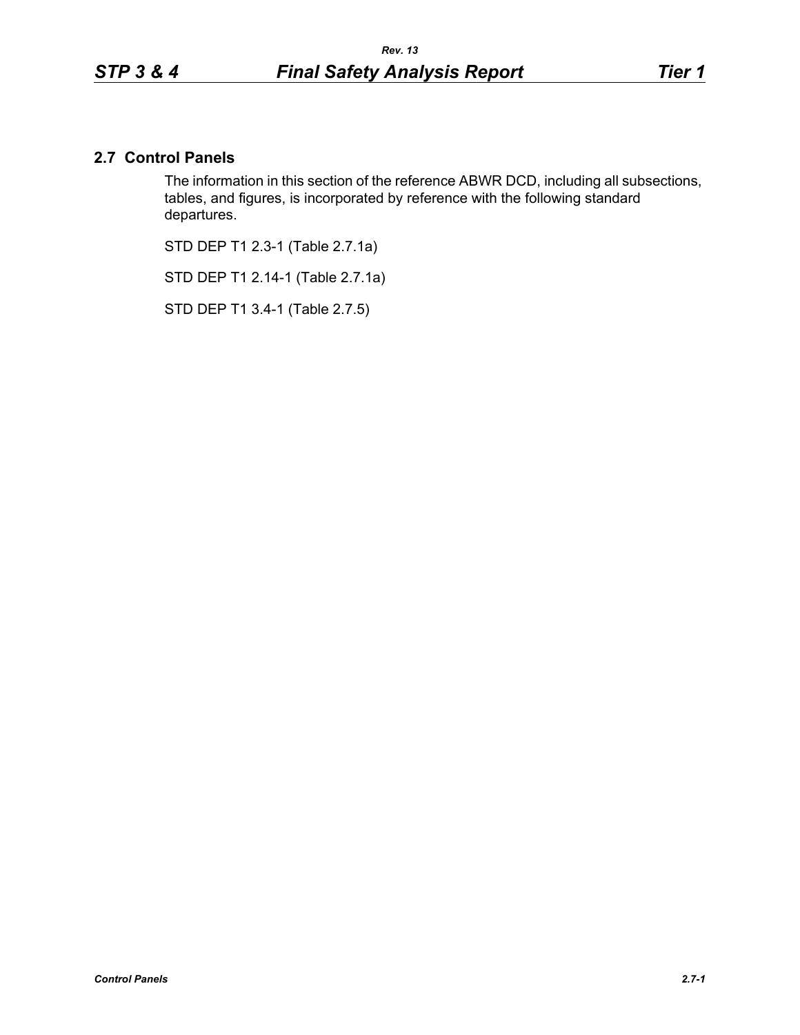## 2.7 Control Panels

The information in this section of the reference ABWR DCD, including all subsections, tables, and figures, is incorporated by reference with the following standard departures.

STD DEP T1 2.3-1 (Table 2.7.1a)

STD DEP T1 2.14-1 (Table 2.7.1a)

STD DEP T1 3.4-1 (Table 2.7.5)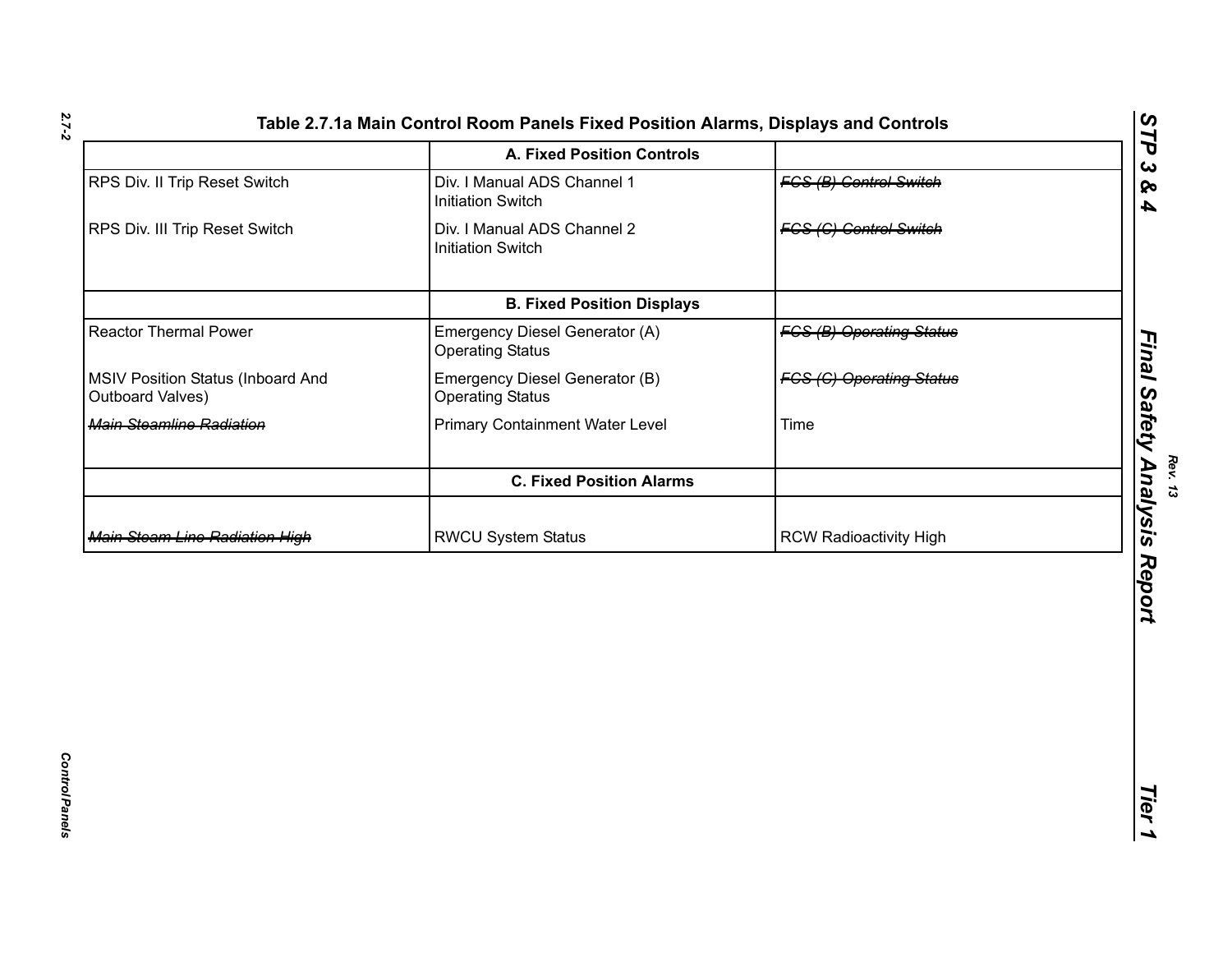Table 2.7.1a Main Control Room Panels Fixed Position Alarms, Displays and Controls

| | A. Fixed Position Controls | |
|---|---|---|
| RPS Div. II Trip Reset Switch | Div. I Manual ADS Channel 1 Initiation Switch | ~~FCS (B) Control Switch~~ |
| RPS Div. III Trip Reset Switch | Div. I Manual ADS Channel 2 Initiation Switch | ~~FCS (C) Control Switch~~ |
| | **B. Fixed Position Displays** | |
| Reactor Thermal Power | Emergency Diesel Generator (A) Operating Status | ~~FCS (B) Operating Status~~ |
| MSIV Position Status (Inboard And Outboard Valves) | Emergency Diesel Generator (B) Operating Status | ~~FCS (C) Operating Status~~ |
| ~~*Main Steamline Radiation*~~ | Primary Containment Water Level | Time |
| | **C. Fixed Position Alarms** | |
| ~~*Main Steam Line Radiation High*~~ | RWCU System Status | RCW Radioactivity High |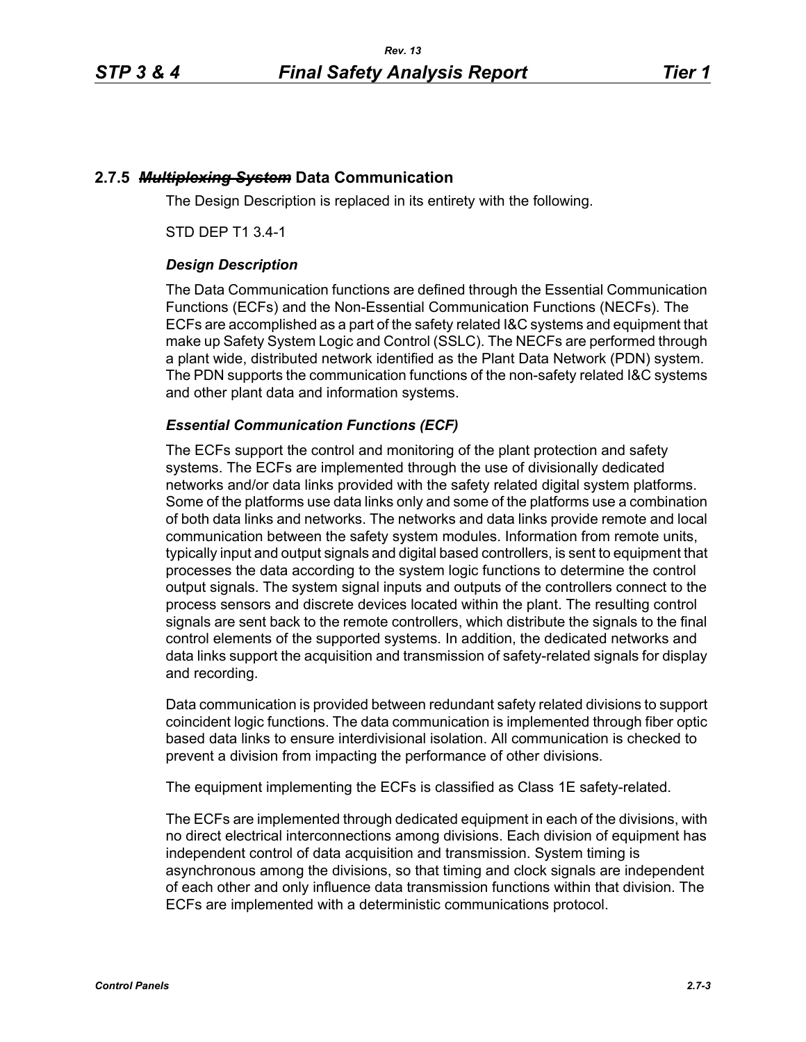## 2.7.5 ~~*Multiplexing System*~~ Data Communication

The Design Description is replaced in its entirety with the following.

STD DEP T1 3.4-1

### *Design Description*

The Data Communication functions are defined through the Essential Communication Functions (ECFs) and the Non-Essential Communication Functions (NECFs). The ECFs are accomplished as a part of the safety related I&C systems and equipment that make up Safety System Logic and Control (SSLC). The NECFs are performed through a plant wide, distributed network identified as the Plant Data Network (PDN) system. The PDN supports the communication functions of the non-safety related I&C systems and other plant data and information systems.

### *Essential Communication Functions (ECF)*

The ECFs support the control and monitoring of the plant protection and safety systems. The ECFs are implemented through the use of divisionally dedicated networks and/or data links provided with the safety related digital system platforms. Some of the platforms use data links only and some of the platforms use a combination of both data links and networks. The networks and data links provide remote and local communication between the safety system modules. Information from remote units, typically input and output signals and digital based controllers, is sent to equipment that processes the data according to the system logic functions to determine the control output signals. The system signal inputs and outputs of the controllers connect to the process sensors and discrete devices located within the plant. The resulting control signals are sent back to the remote controllers, which distribute the signals to the final control elements of the supported systems. In addition, the dedicated networks and data links support the acquisition and transmission of safety-related signals for display and recording.

Data communication is provided between redundant safety related divisions to support coincident logic functions. The data communication is implemented through fiber optic based data links to ensure interdivisional isolation. All communication is checked to prevent a division from impacting the performance of other divisions.

The equipment implementing the ECFs is classified as Class 1E safety-related.

The ECFs are implemented through dedicated equipment in each of the divisions, with no direct electrical interconnections among divisions. Each division of equipment has independent control of data acquisition and transmission. System timing is asynchronous among the divisions, so that timing and clock signals are independent of each other and only influence data transmission functions within that division. The ECFs are implemented with a deterministic communications protocol.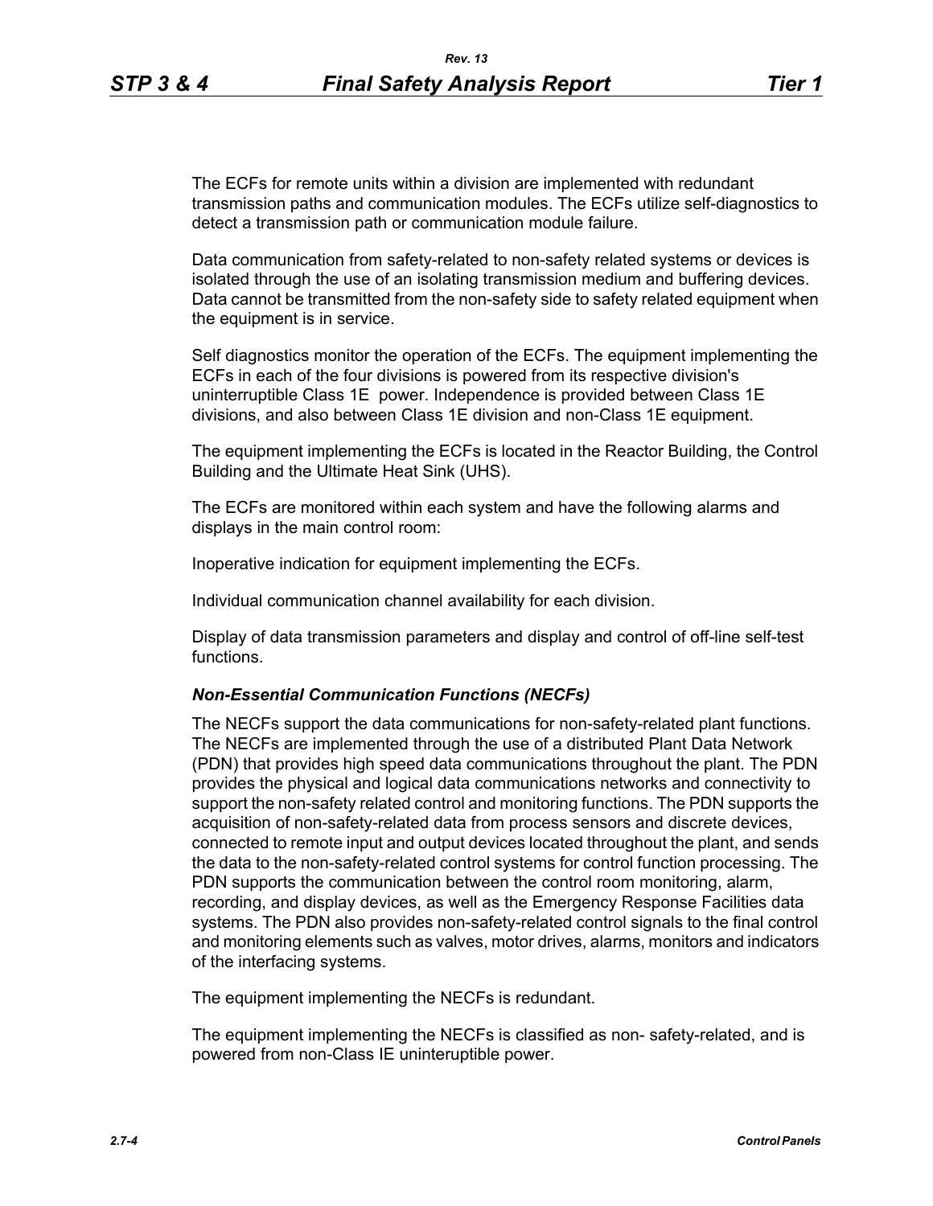The ECFs for remote units within a division are implemented with redundant transmission paths and communication modules. The ECFs utilize self-diagnostics to detect a transmission path or communication module failure.

Data communication from safety-related to non-safety related systems or devices is isolated through the use of an isolating transmission medium and buffering devices. Data cannot be transmitted from the non-safety side to safety related equipment when the equipment is in service.

Self diagnostics monitor the operation of the ECFs. The equipment implementing the ECFs in each of the four divisions is powered from its respective division's uninterruptible Class 1E power. Independence is provided between Class 1E divisions, and also between Class 1E division and non-Class 1E equipment.

The equipment implementing the ECFs is located in the Reactor Building, the Control Building and the Ultimate Heat Sink (UHS).

The ECFs are monitored within each system and have the following alarms and displays in the main control room:

Inoperative indication for equipment implementing the ECFs.

Individual communication channel availability for each division.

Display of data transmission parameters and display and control of off-line self-test functions.

### *Non-Essential Communication Functions (NECFs)*

The NECFs support the data communications for non-safety-related plant functions. The NECFs are implemented through the use of a distributed Plant Data Network (PDN) that provides high speed data communications throughout the plant. The PDN provides the physical and logical data communications networks and connectivity to support the non-safety related control and monitoring functions. The PDN supports the acquisition of non-safety-related data from process sensors and discrete devices, connected to remote input and output devices located throughout the plant, and sends the data to the non-safety-related control systems for control function processing. The PDN supports the communication between the control room monitoring, alarm, recording, and display devices, as well as the Emergency Response Facilities data systems. The PDN also provides non-safety-related control signals to the final control and monitoring elements such as valves, motor drives, alarms, monitors and indicators of the interfacing systems.

The equipment implementing the NECFs is redundant.

The equipment implementing the NECFs is classified as non- safety-related, and is powered from non-Class IE uninteruptible power.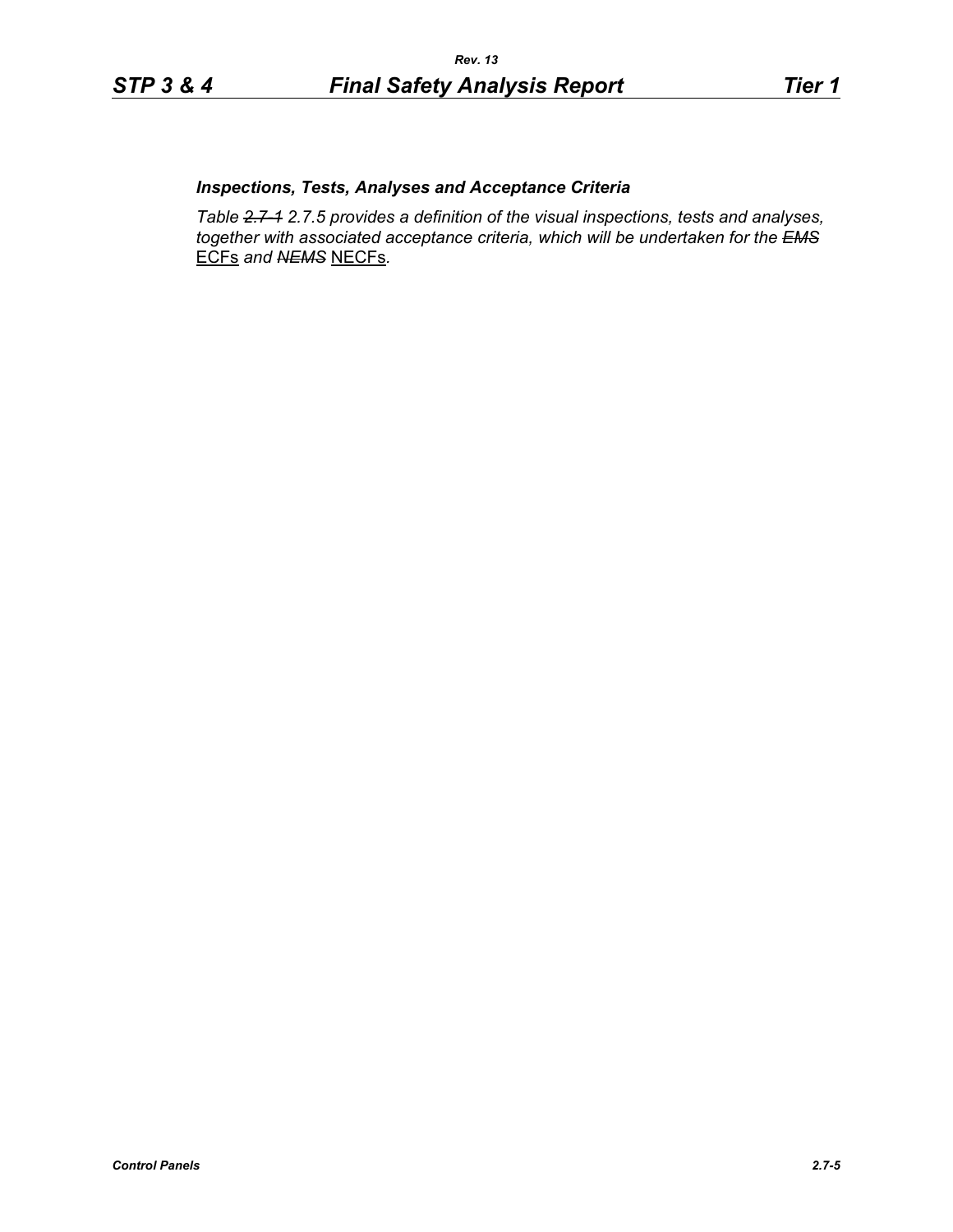### *Inspections, Tests, Analyses and Acceptance Criteria*

*Table ~~2.7-1~~ 2.7.5 provides a definition of the visual inspections, tests and analyses, together with associated acceptance criteria, which will be undertaken for the ~~EMS~~* ECFs *and ~~NEMS~~* NECFs*.*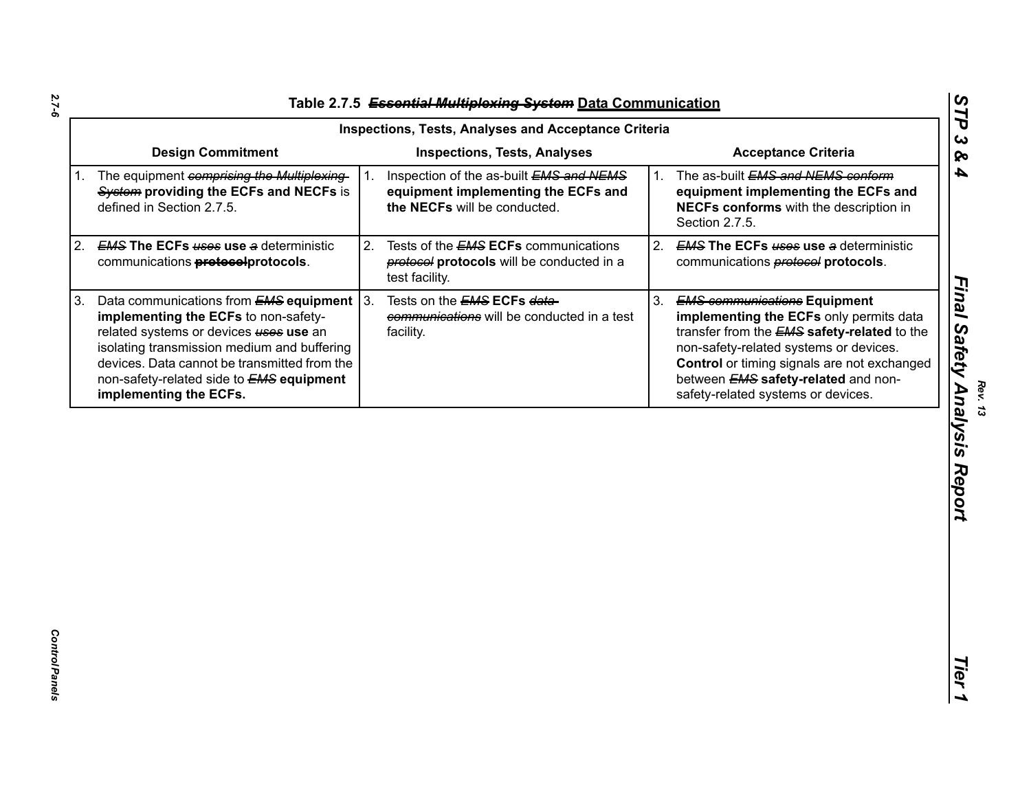### Table 2.7.5 ~~*Essential Multiplexing System*~~ Data Communication

| Inspections, Tests, Analyses and Acceptance Criteria | | |
|---|---|---|
| **Design Commitment** | **Inspections, Tests, Analyses** | **Acceptance Criteria** |
| 1. The equipment ~~*comprising the Multiplexing System*~~ **providing the ECFs and NECFs** is defined in Section 2.7.5. | 1. Inspection of the as-built ~~*EMS and NEMS*~~ **equipment implementing the ECFs and the NECFs** will be conducted. | 1. The as-built ~~*EMS and NEMS conform*~~ **equipment implementing the ECFs and NECFs conforms** with the description in Section 2.7.5. |
| 2. ~~*EMS*~~ **The ECFs** ~~*uses*~~ **use** ~~*a*~~ deterministic communications ~~**protocol**~~**protocols**. | 2. Tests of the ~~*EMS*~~ **ECFs** communications ~~*protocol*~~ **protocols** will be conducted in a test facility. | 2. ~~*EMS*~~ **The ECFs** ~~*uses*~~ **use** ~~*a*~~ deterministic communications ~~*protocol*~~ **protocols**. |
| 3. Data communications from ~~*EMS*~~ **equipment implementing the ECFs** to non-safety-related systems or devices ~~*uses*~~ **use** an isolating transmission medium and buffering devices. Data cannot be transmitted from the non-safety-related side to ~~*EMS*~~ **equipment implementing the ECFs.** | 3. Tests on the ~~*EMS*~~ **ECFs** ~~*data communications*~~ will be conducted in a test facility. | 3. ~~*EMS communications*~~ **Equipment implementing the ECFs** only permits data transfer from the ~~*EMS*~~ **safety-related** to the non-safety-related systems or devices. **Control** or timing signals are not exchanged between ~~*EMS*~~ **safety-related** and non-safety-related systems or devices. |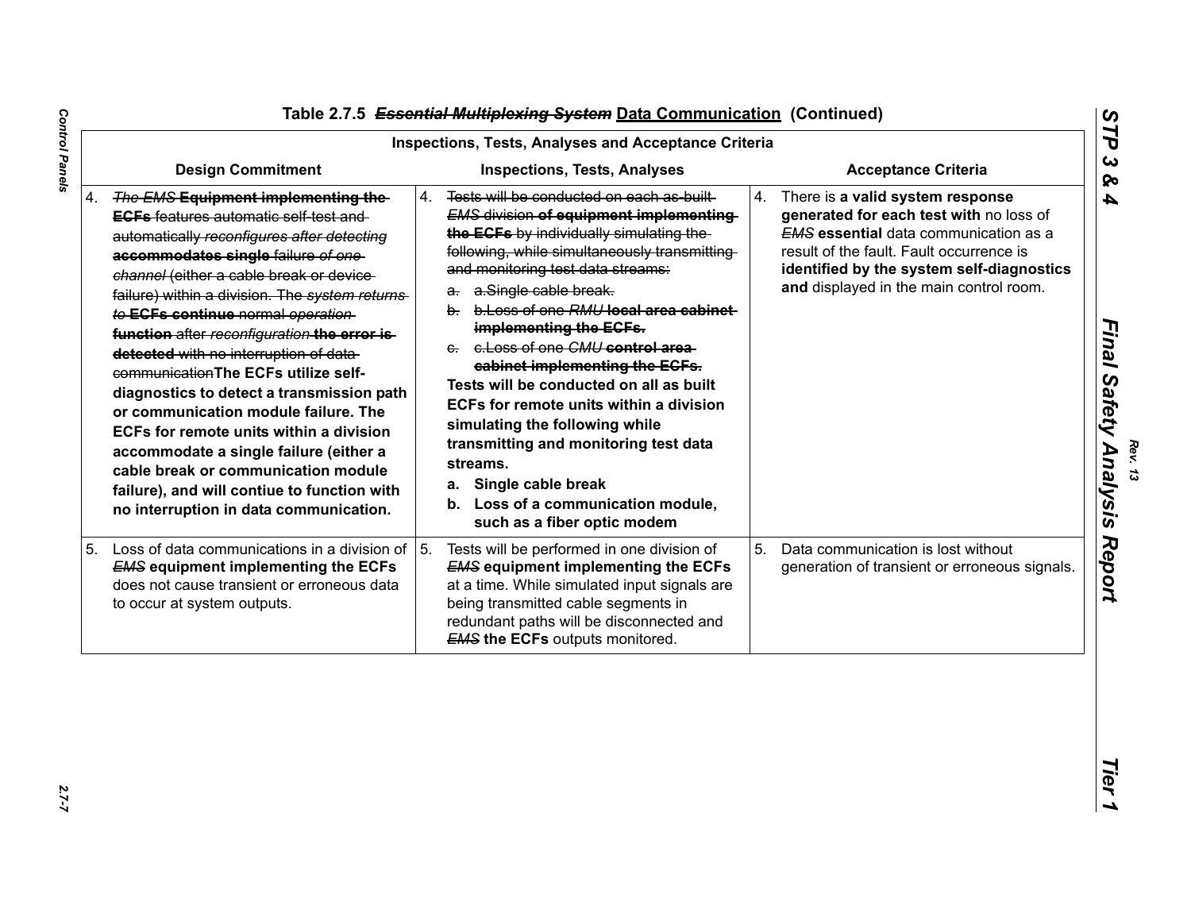## Table 2.7.5 ~~*Essential Multiplexing System*~~ Data Communication (Continued)

| Inspections, Tests, Analyses and Acceptance Criteria | | |
|---|---|---|
| **Design Commitment** | **Inspections, Tests, Analyses** | **Acceptance Criteria** |
| 4. ~~*The EMS*~~ **Equipment implementing the** ~~**ECFs**~~ features automatic self-test and automatically ~~*reconfigures after detecting*~~ **accommodates single** failure ~~*of one channel*~~ (either a cable break or device failure) within a division. The ~~*system returns to*~~ ~~**ECFs continue**~~ normal ~~*operation*~~ **function** after ~~*reconfiguration*~~ ~~**the error is detected**~~ with no interruption of data ~~communication~~**The ECFs utilize self-diagnostics to detect a transmission path or communication module failure. The ECFs for remote units within a division accommodate a single failure (either a cable break or communication module failure), and will contiue to function with no interruption in data communication.** | 4. ~~Tests will be conducted on each as-built~~ ~~*EMS* division~~ ~~**of equipment implementing the ECFs**~~ ~~by individually simulating the following, while simultaneously transmitting and monitoring test data streams:~~<br>~~a. a.Single cable break.~~<br>~~b. b.Loss of one *RMU* **local area cabinet implementing the ECFs.**~~<br>~~c. c.Loss of one *CMU* **control area cabinet implementing the ECFs.**~~<br>**Tests will be conducted on all as built ECFs for remote units within a division simulating the following while transmitting and monitoring test data streams.**<br>**a. Single cable break**<br>**b. Loss of a communication module, such as a fiber optic modem** | 4. There is **a valid system response generated for each test with** no loss of ~~*EMS*~~ **essential** data communication as a result of the fault. Fault occurrence is **identified by the system self-diagnostics and** displayed in the main control room. |
| 5. Loss of data communications in a division of ~~*EMS*~~ **equipment implementing the ECFs** does not cause transient or erroneous data to occur at system outputs. | 5. Tests will be performed in one division of ~~*EMS*~~ **equipment implementing the ECFs** at a time. While simulated input signals are being transmitted cable segments in redundant paths will be disconnected and ~~*EMS*~~ **the ECFs** outputs monitored. | 5. Data communication is lost without generation of transient or erroneous signals. |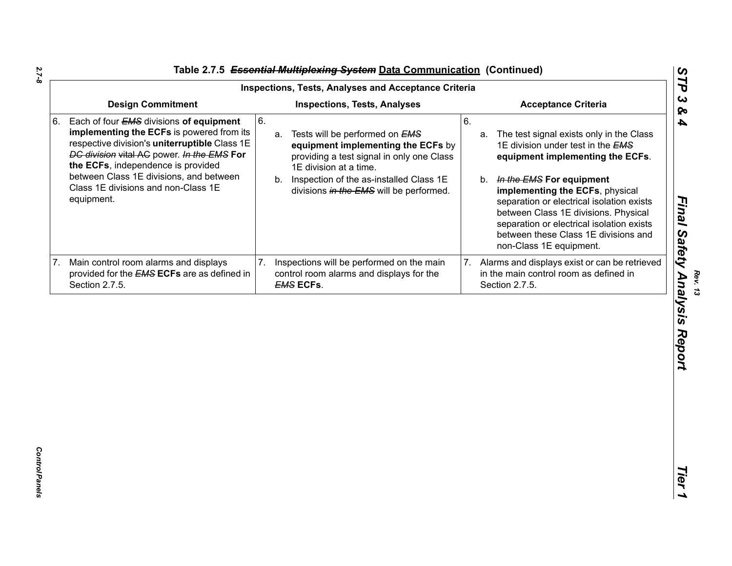## Table 2.7.5 ~~*Essential Multiplexing System*~~ Data Communication (Continued)

| Inspections, Tests, Analyses and Acceptance Criteria | | |
|---|---|---|
| **Design Commitment** | **Inspections, Tests, Analyses** | **Acceptance Criteria** |
| 6. Each of four ~~*EMS*~~ divisions **of equipment implementing the ECFs** is powered from its respective division's **uniterruptible** Class 1E ~~*DC division*~~ ~~vital AC~~ power. ~~*In the EMS*~~ **For the ECFs**, independence is provided between Class 1E divisions, and between Class 1E divisions and non-Class 1E equipment. | 6. a. Tests will be performed on ~~*EMS*~~ **equipment implementing the ECFs** by providing a test signal in only one Class 1E division at a time. b. Inspection of the as-installed Class 1E divisions ~~*in the EMS*~~ will be performed. | 6. a. The test signal exists only in the Class 1E division under test in the ~~*EMS*~~ **equipment implementing the ECFs**. b. ~~*In the EMS*~~ **For equipment implementing the ECFs**, physical separation or electrical isolation exists between Class 1E divisions. Physical separation or electrical isolation exists between these Class 1E divisions and non-Class 1E equipment. |
| 7. Main control room alarms and displays provided for the ~~*EMS*~~ **ECFs** are as defined in Section 2.7.5. | 7. Inspections will be performed on the main control room alarms and displays for the ~~*EMS*~~ **ECFs**. | 7. Alarms and displays exist or can be retrieved in the main control room as defined in Section 2.7.5. |